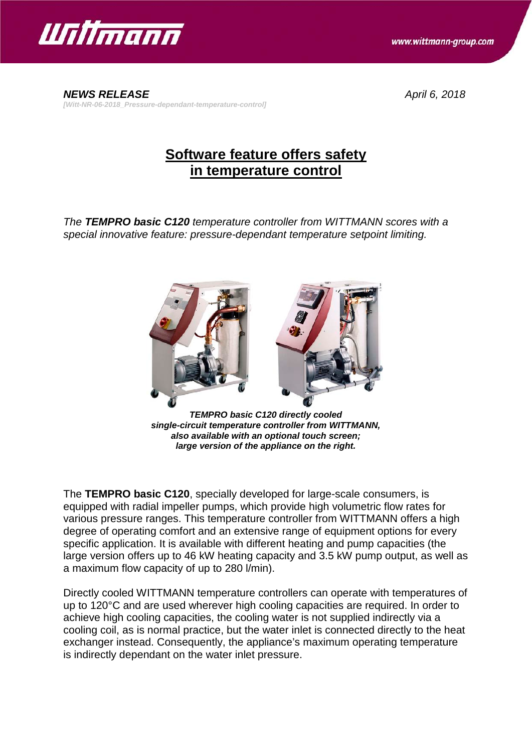***NEWS RELEASE*** *April 6, 2018*

*[Witt-NR-06-2018_Pressure-dependant-temperature-control]*

# Software feature offers safety in temperature control

*The **TEMPRO basic C120** temperature controller from WITTMANN scores with a special innovative feature: pressure-dependant temperature setpoint limiting.*

***TEMPRO basic C120 directly cooled single-circuit temperature controller from WITTMANN, also available with an optional touch screen; large version of the appliance on the right.***

The **TEMPRO basic C120**, specially developed for large-scale consumers, is equipped with radial impeller pumps, which provide high volumetric flow rates for various pressure ranges. This temperature controller from WITTMANN offers a high degree of operating comfort and an extensive range of equipment options for every specific application. It is available with different heating and pump capacities (the large version offers up to 46 kW heating capacity and 3.5 kW pump output, as well as a maximum flow capacity of up to 280 l/min).

Directly cooled WITTMANN temperature controllers can operate with temperatures of up to 120°C and are used wherever high cooling capacities are required. In order to achieve high cooling capacities, the cooling water is not supplied indirectly via a cooling coil, as is normal practice, but the water inlet is connected directly to the heat exchanger instead. Consequently, the appliance's maximum operating temperature is indirectly dependant on the water inlet pressure.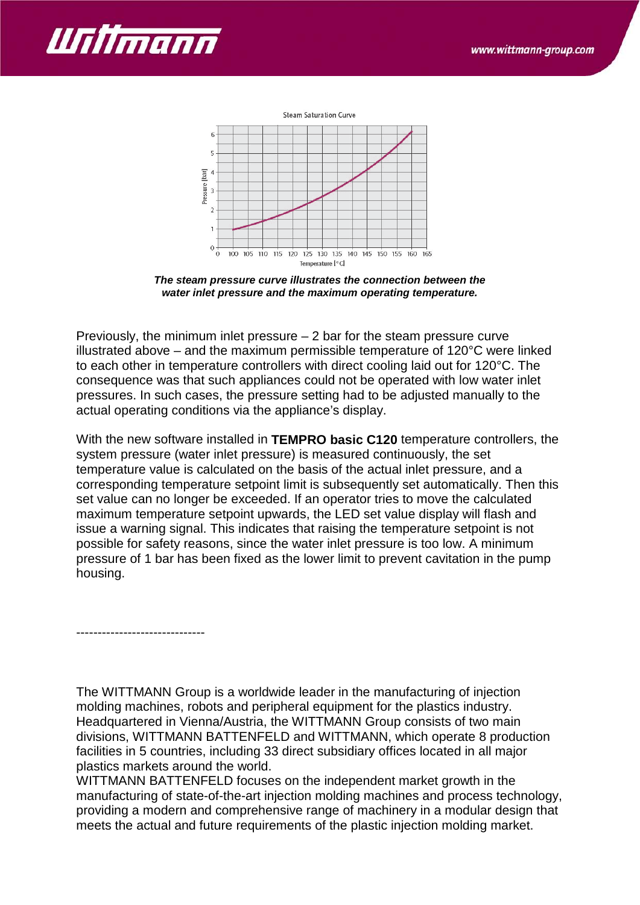*The steam pressure curve illustrates the connection between the water inlet pressure and the maximum operating temperature.*

Previously, the minimum inlet pressure – 2 bar for the steam pressure curve illustrated above – and the maximum permissible temperature of 120°C were linked to each other in temperature controllers with direct cooling laid out for 120°C. The consequence was that such appliances could not be operated with low water inlet pressures. In such cases, the pressure setting had to be adjusted manually to the actual operating conditions via the appliance's display.

With the new software installed in **TEMPRO basic C120** temperature controllers, the system pressure (water inlet pressure) is measured continuously, the set temperature value is calculated on the basis of the actual inlet pressure, and a corresponding temperature setpoint limit is subsequently set automatically. Then this set value can no longer be exceeded. If an operator tries to move the calculated maximum temperature setpoint upwards, the LED set value display will flash and issue a warning signal. This indicates that raising the temperature setpoint is not possible for safety reasons, since the water inlet pressure is too low. A minimum pressure of 1 bar has been fixed as the lower limit to prevent cavitation in the pump housing.

------------------------------

The WITTMANN Group is a worldwide leader in the manufacturing of injection molding machines, robots and peripheral equipment for the plastics industry. Headquartered in Vienna/Austria, the WITTMANN Group consists of two main divisions, WITTMANN BATTENFELD and WITTMANN, which operate 8 production facilities in 5 countries, including 33 direct subsidiary offices located in all major plastics markets around the world.
WITTMANN BATTENFELD focuses on the independent market growth in the manufacturing of state-of-the-art injection molding machines and process technology, providing a modern and comprehensive range of machinery in a modular design that meets the actual and future requirements of the plastic injection molding market.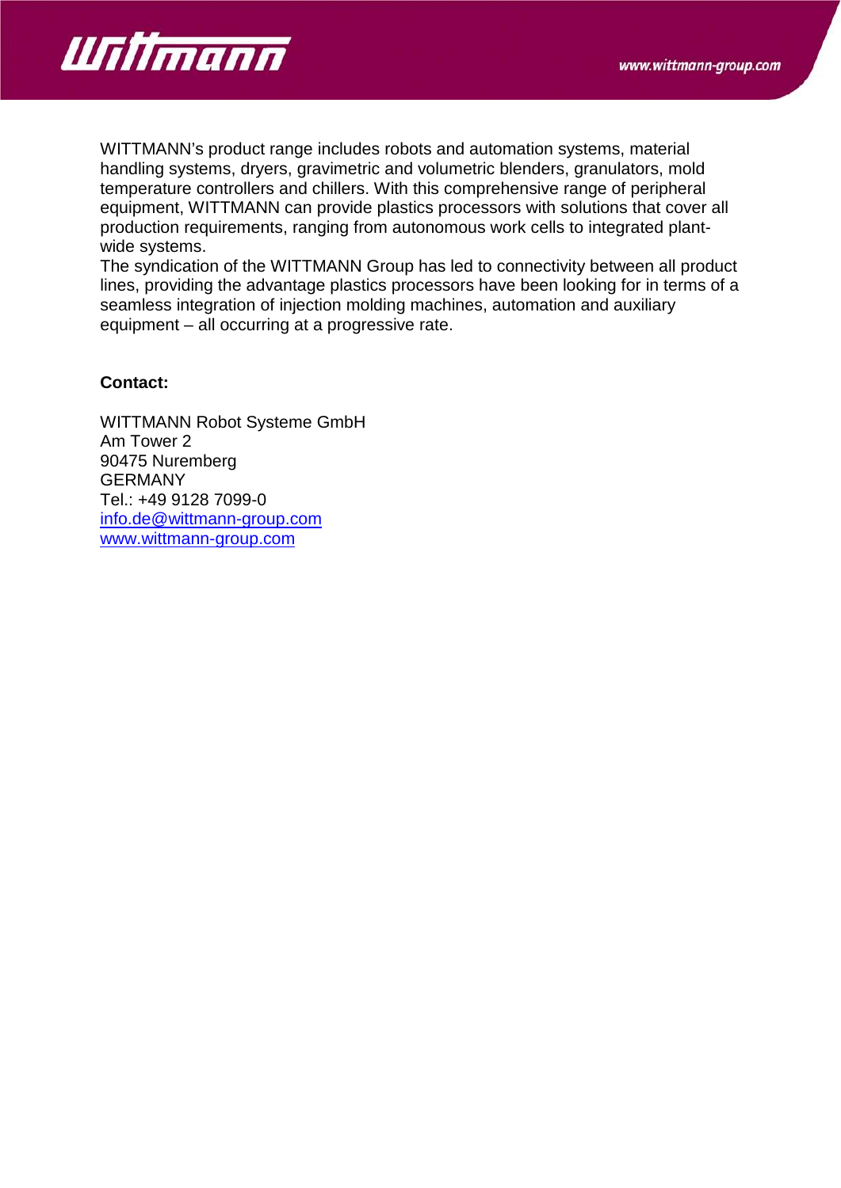WITTMANN's product range includes robots and automation systems, material handling systems, dryers, gravimetric and volumetric blenders, granulators, mold temperature controllers and chillers. With this comprehensive range of peripheral equipment, WITTMANN can provide plastics processors with solutions that cover all production requirements, ranging from autonomous work cells to integrated plant-wide systems.
The syndication of the WITTMANN Group has led to connectivity between all product lines, providing the advantage plastics processors have been looking for in terms of a seamless integration of injection molding machines, automation and auxiliary equipment – all occurring at a progressive rate.

**Contact:**

WITTMANN Robot Systeme GmbH
Am Tower 2
90475 Nuremberg
GERMANY
Tel.: +49 9128 7099-0
[info.de@wittmann-group.com](mailto:info.de@wittmann-group.com)
[www.wittmann-group.com](http://www.wittmann-group.com)